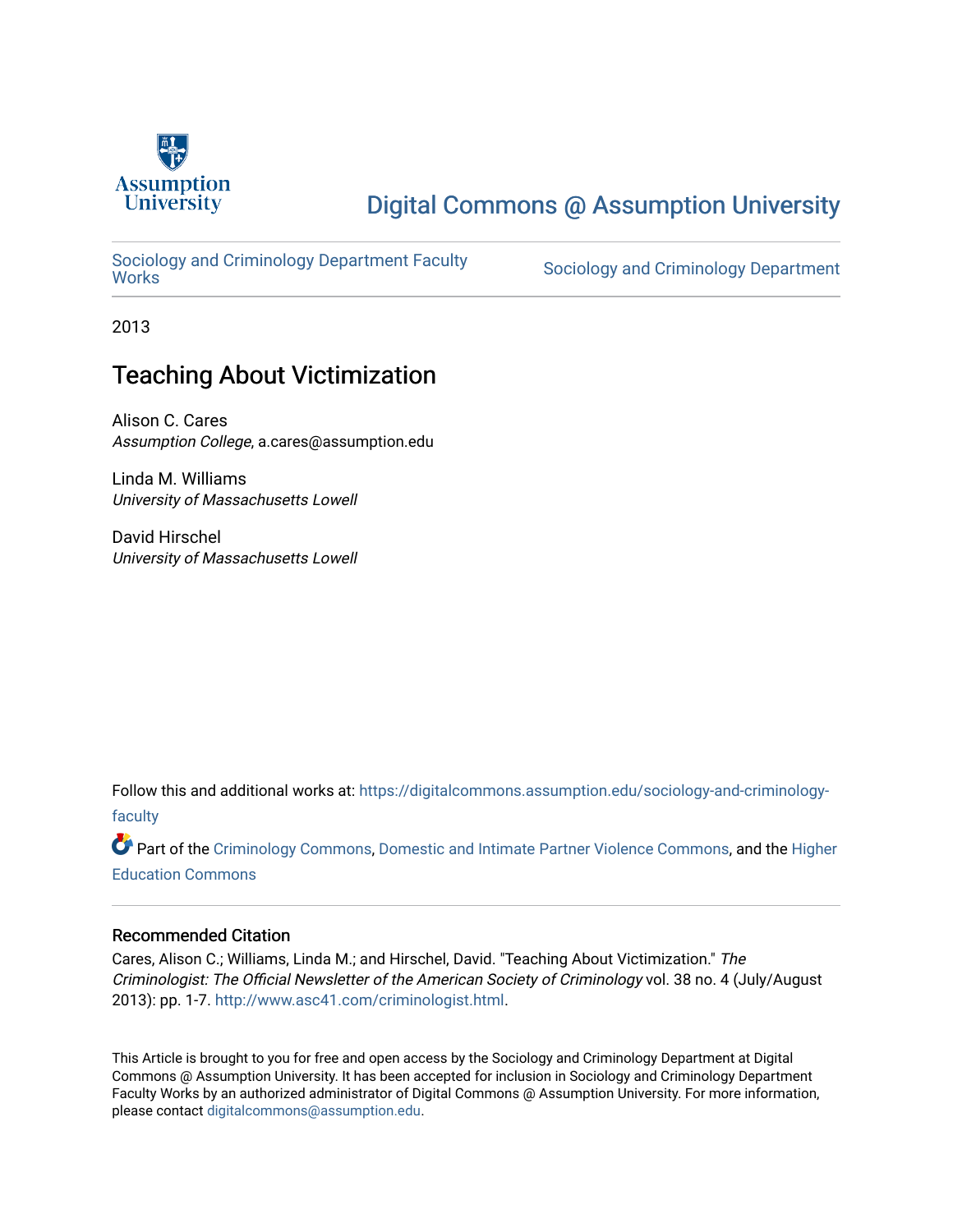Assumption University

# Digital Commons @ Assumption University

Sociology and Criminology Department Faculty Works | Sociology and Criminology Department

2013

## Teaching About Victimization

Alison C. Cares
*Assumption College*, a.cares@assumption.edu

Linda M. Williams
*University of Massachusetts Lowell*

David Hirschel
*University of Massachusetts Lowell*

Follow this and additional works at: https://digitalcommons.assumption.edu/sociology-and-criminology-faculty

Part of the Criminology Commons, Domestic and Intimate Partner Violence Commons, and the Higher Education Commons

### Recommended Citation

Cares, Alison C.; Williams, Linda M.; and Hirschel, David. "Teaching About Victimization." *The Criminologist: The Official Newsletter of the American Society of Criminology* vol. 38 no. 4 (July/August 2013): pp. 1-7. http://www.asc41.com/criminologist.html.

This Article is brought to you for free and open access by the Sociology and Criminology Department at Digital Commons @ Assumption University. It has been accepted for inclusion in Sociology and Criminology Department Faculty Works by an authorized administrator of Digital Commons @ Assumption University. For more information, please contact digitalcommons@assumption.edu.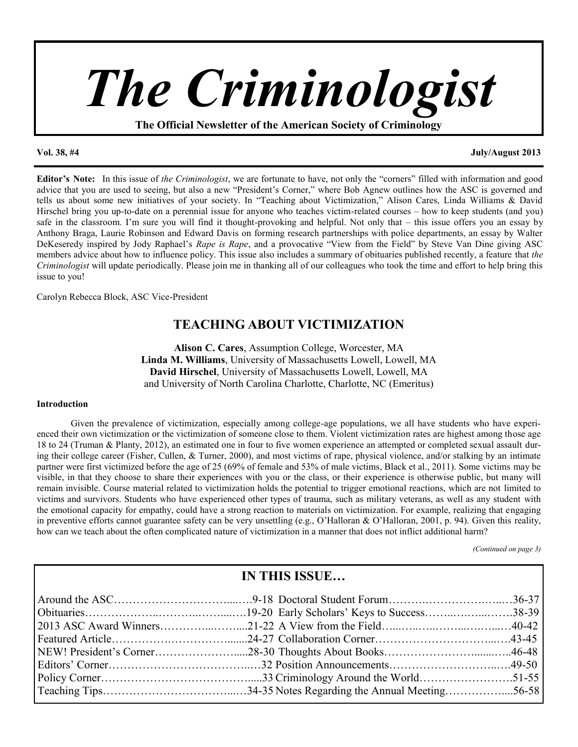# The Criminologist

**The Official Newsletter of the American Society of Criminology**

**Vol. 38, #4** **July/August 2013**

**Editor's Note:** In this issue of *the Criminologist*, we are fortunate to have, not only the "corners" filled with information and good advice that you are used to seeing, but also a new "President's Corner," where Bob Agnew outlines how the ASC is governed and tells us about some new initiatives of your society. In "Teaching about Victimization," Alison Cares, Linda Williams & David Hirschel bring you up-to-date on a perennial issue for anyone who teaches victim-related courses – how to keep students (and you) safe in the classroom. I'm sure you will find it thought-provoking and helpful. Not only that – this issue offers you an essay by Anthony Braga, Laurie Robinson and Edward Davis on forming research partnerships with police departments, an essay by Walter DeKeseredy inspired by Jody Raphael's *Rape is Rape*, and a provocative "View from the Field" by Steve Van Dine giving ASC members advice about how to influence policy. This issue also includes a summary of obituaries published recently, a feature that *the Criminologist* will update periodically. Please join me in thanking all of our colleagues who took the time and effort to help bring this issue to you!

Carolyn Rebecca Block, ASC Vice-President

## TEACHING ABOUT VICTIMIZATION

**Alison C. Cares**, Assumption College, Worcester, MA
**Linda M. Williams**, University of Massachusetts Lowell, Lowell, MA
**David Hirschel**, University of Massachusetts Lowell, Lowell, MA
and University of North Carolina Charlotte, Charlotte, NC (Emeritus)

#### Introduction

Given the prevalence of victimization, especially among college-age populations, we all have students who have experienced their own victimization or the victimization of someone close to them. Violent victimization rates are highest among those age 18 to 24 (Truman & Planty, 2012), an estimated one in four to five women experience an attempted or completed sexual assault during their college career (Fisher, Cullen, & Turner, 2000), and most victims of rape, physical violence, and/or stalking by an intimate partner were first victimized before the age of 25 (69% of female and 53% of male victims, Black et al., 2011). Some victims may be visible, in that they choose to share their experiences with you or the class, or their experience is otherwise public, but many will remain invisible. Course material related to victimization holds the potential to trigger emotional reactions, which are not limited to victims and survivors. Students who have experienced other types of trauma, such as military veterans, as well as any student with the emotional capacity for empathy, could have a strong reaction to materials on victimization. For example, realizing that engaging in preventive efforts cannot guarantee safety can be very unsettling (e.g., O'Halloran & O'Halloran, 2001, p. 94). Given this reality, how can we teach about the often complicated nature of victimization in a manner that does not inflict additional harm?

*(Continued on page 3)*

## IN THIS ISSUE…

| | | | |
|---|---|---|---|
| Around the ASC | 9-18 | Doctoral Student Forum | 36-37 |
| Obituaries | 19-20 | Early Scholars' Keys to Success | 38-39 |
| 2013 ASC Award Winners | 21-22 | A View from the Field | 40-42 |
| Featured Article | 24-27 | Collaboration Corner | 43-45 |
| NEW! President's Corner | 28-30 | Thoughts About Books | 46-48 |
| Editors' Corner | 32 | Position Announcements | 49-50 |
| Policy Corner | 33 | Criminology Around the World | 51-55 |
| Teaching Tips | 34-35 | Notes Regarding the Annual Meeting | 56-58 |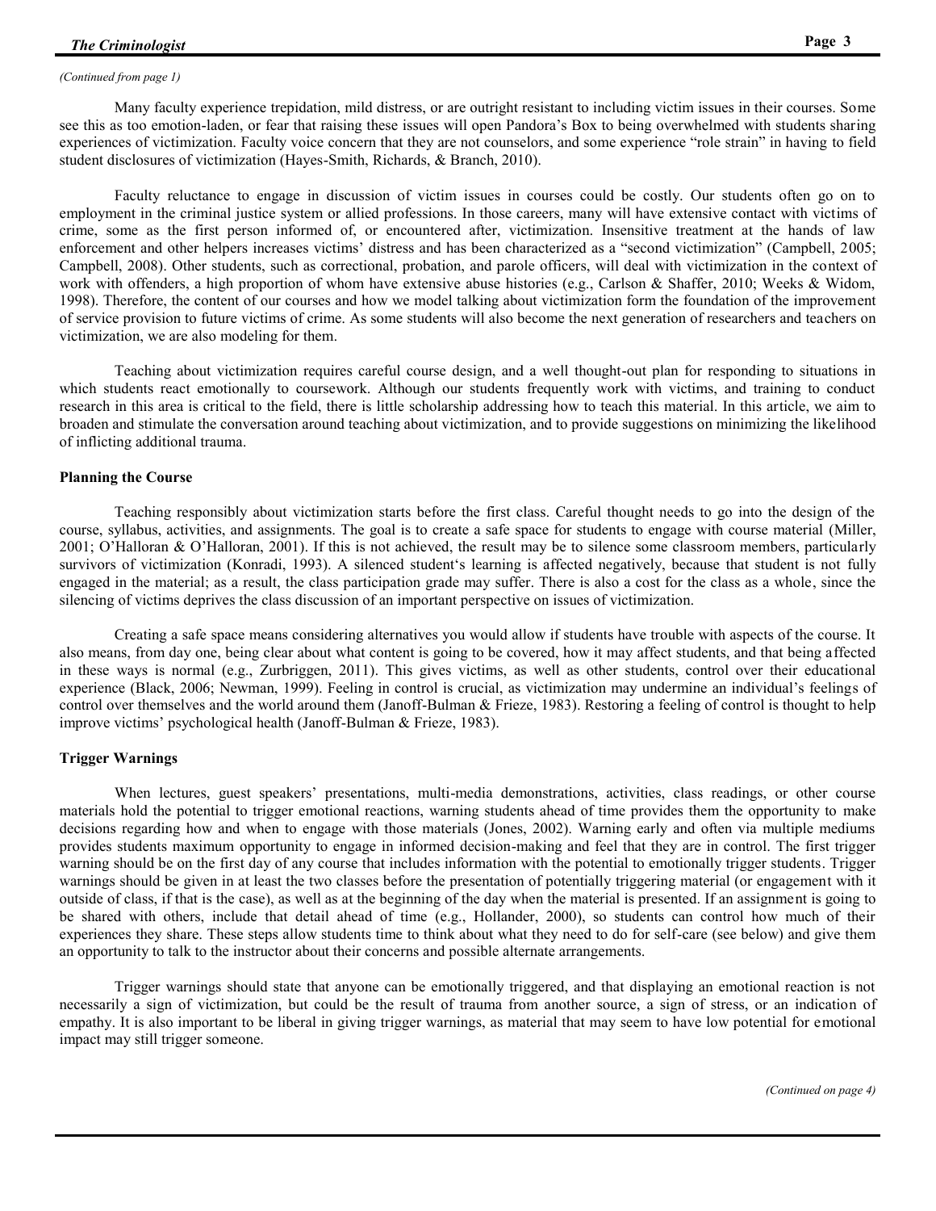*(Continued from page 1)*

Many faculty experience trepidation, mild distress, or are outright resistant to including victim issues in their courses. Some see this as too emotion-laden, or fear that raising these issues will open Pandora's Box to being overwhelmed with students sharing experiences of victimization. Faculty voice concern that they are not counselors, and some experience "role strain" in having to field student disclosures of victimization (Hayes-Smith, Richards, & Branch, 2010).

Faculty reluctance to engage in discussion of victim issues in courses could be costly. Our students often go on to employment in the criminal justice system or allied professions. In those careers, many will have extensive contact with victims of crime, some as the first person informed of, or encountered after, victimization. Insensitive treatment at the hands of law enforcement and other helpers increases victims' distress and has been characterized as a "second victimization" (Campbell, 2005; Campbell, 2008). Other students, such as correctional, probation, and parole officers, will deal with victimization in the context of work with offenders, a high proportion of whom have extensive abuse histories (e.g., Carlson & Shaffer, 2010; Weeks & Widom, 1998). Therefore, the content of our courses and how we model talking about victimization form the foundation of the improvement of service provision to future victims of crime. As some students will also become the next generation of researchers and teachers on victimization, we are also modeling for them.

Teaching about victimization requires careful course design, and a well thought-out plan for responding to situations in which students react emotionally to coursework. Although our students frequently work with victims, and training to conduct research in this area is critical to the field, there is little scholarship addressing how to teach this material. In this article, we aim to broaden and stimulate the conversation around teaching about victimization, and to provide suggestions on minimizing the likelihood of inflicting additional trauma.

**Planning the Course**

Teaching responsibly about victimization starts before the first class. Careful thought needs to go into the design of the course, syllabus, activities, and assignments. The goal is to create a safe space for students to engage with course material (Miller, 2001; O'Halloran & O'Halloran, 2001). If this is not achieved, the result may be to silence some classroom members, particularly survivors of victimization (Konradi, 1993). A silenced student's learning is affected negatively, because that student is not fully engaged in the material; as a result, the class participation grade may suffer. There is also a cost for the class as a whole, since the silencing of victims deprives the class discussion of an important perspective on issues of victimization.

Creating a safe space means considering alternatives you would allow if students have trouble with aspects of the course. It also means, from day one, being clear about what content is going to be covered, how it may affect students, and that being affected in these ways is normal (e.g., Zurbriggen, 2011). This gives victims, as well as other students, control over their educational experience (Black, 2006; Newman, 1999). Feeling in control is crucial, as victimization may undermine an individual's feelings of control over themselves and the world around them (Janoff-Bulman & Frieze, 1983). Restoring a feeling of control is thought to help improve victims' psychological health (Janoff-Bulman & Frieze, 1983).

**Trigger Warnings**

When lectures, guest speakers' presentations, multi-media demonstrations, activities, class readings, or other course materials hold the potential to trigger emotional reactions, warning students ahead of time provides them the opportunity to make decisions regarding how and when to engage with those materials (Jones, 2002). Warning early and often via multiple mediums provides students maximum opportunity to engage in informed decision-making and feel that they are in control. The first trigger warning should be on the first day of any course that includes information with the potential to emotionally trigger students. Trigger warnings should be given in at least the two classes before the presentation of potentially triggering material (or engagement with it outside of class, if that is the case), as well as at the beginning of the day when the material is presented. If an assignment is going to be shared with others, include that detail ahead of time (e.g., Hollander, 2000), so students can control how much of their experiences they share. These steps allow students time to think about what they need to do for self-care (see below) and give them an opportunity to talk to the instructor about their concerns and possible alternate arrangements.

Trigger warnings should state that anyone can be emotionally triggered, and that displaying an emotional reaction is not necessarily a sign of victimization, but could be the result of trauma from another source, a sign of stress, or an indication of empathy. It is also important to be liberal in giving trigger warnings, as material that may seem to have low potential for emotional impact may still trigger someone.

*(Continued on page 4)*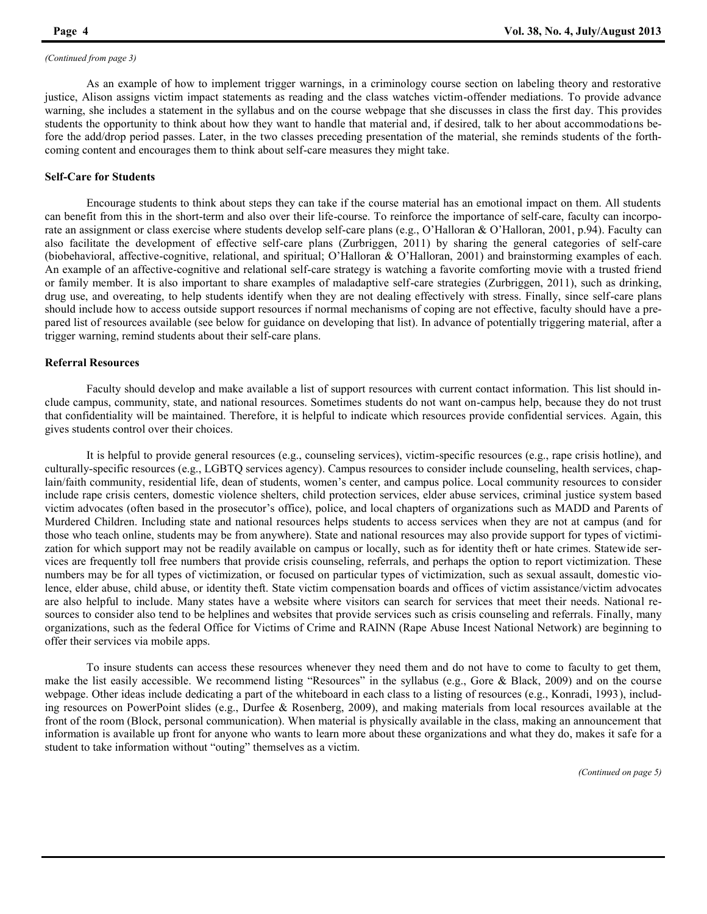*(Continued from page 3)*

As an example of how to implement trigger warnings, in a criminology course section on labeling theory and restorative justice, Alison assigns victim impact statements as reading and the class watches victim-offender mediations. To provide advance warning, she includes a statement in the syllabus and on the course webpage that she discusses in class the first day. This provides students the opportunity to think about how they want to handle that material and, if desired, talk to her about accommodations before the add/drop period passes. Later, in the two classes preceding presentation of the material, she reminds students of the forthcoming content and encourages them to think about self-care measures they might take.

**Self-Care for Students**

Encourage students to think about steps they can take if the course material has an emotional impact on them. All students can benefit from this in the short-term and also over their life-course. To reinforce the importance of self-care, faculty can incorporate an assignment or class exercise where students develop self-care plans (e.g., O'Halloran & O'Halloran, 2001, p.94). Faculty can also facilitate the development of effective self-care plans (Zurbriggen, 2011) by sharing the general categories of self-care (biobehavioral, affective-cognitive, relational, and spiritual; O'Halloran & O'Halloran, 2001) and brainstorming examples of each. An example of an affective-cognitive and relational self-care strategy is watching a favorite comforting movie with a trusted friend or family member. It is also important to share examples of maladaptive self-care strategies (Zurbriggen, 2011), such as drinking, drug use, and overeating, to help students identify when they are not dealing effectively with stress. Finally, since self-care plans should include how to access outside support resources if normal mechanisms of coping are not effective, faculty should have a prepared list of resources available (see below for guidance on developing that list). In advance of potentially triggering material, after a trigger warning, remind students about their self-care plans.

**Referral Resources**

Faculty should develop and make available a list of support resources with current contact information. This list should include campus, community, state, and national resources. Sometimes students do not want on-campus help, because they do not trust that confidentiality will be maintained. Therefore, it is helpful to indicate which resources provide confidential services. Again, this gives students control over their choices.

It is helpful to provide general resources (e.g., counseling services), victim-specific resources (e.g., rape crisis hotline), and culturally-specific resources (e.g., LGBTQ services agency). Campus resources to consider include counseling, health services, chaplain/faith community, residential life, dean of students, women's center, and campus police. Local community resources to consider include rape crisis centers, domestic violence shelters, child protection services, elder abuse services, criminal justice system based victim advocates (often based in the prosecutor's office), police, and local chapters of organizations such as MADD and Parents of Murdered Children. Including state and national resources helps students to access services when they are not at campus (and for those who teach online, students may be from anywhere). State and national resources may also provide support for types of victimization for which support may not be readily available on campus or locally, such as for identity theft or hate crimes. Statewide services are frequently toll free numbers that provide crisis counseling, referrals, and perhaps the option to report victimization. These numbers may be for all types of victimization, or focused on particular types of victimization, such as sexual assault, domestic violence, elder abuse, child abuse, or identity theft. State victim compensation boards and offices of victim assistance/victim advocates are also helpful to include. Many states have a website where visitors can search for services that meet their needs. National resources to consider also tend to be helplines and websites that provide services such as crisis counseling and referrals. Finally, many organizations, such as the federal Office for Victims of Crime and RAINN (Rape Abuse Incest National Network) are beginning to offer their services via mobile apps.

To insure students can access these resources whenever they need them and do not have to come to faculty to get them, make the list easily accessible. We recommend listing "Resources" in the syllabus (e.g., Gore & Black, 2009) and on the course webpage. Other ideas include dedicating a part of the whiteboard in each class to a listing of resources (e.g., Konradi, 1993), including resources on PowerPoint slides (e.g., Durfee & Rosenberg, 2009), and making materials from local resources available at the front of the room (Block, personal communication). When material is physically available in the class, making an announcement that information is available up front for anyone who wants to learn more about these organizations and what they do, makes it safe for a student to take information without "outing" themselves as a victim.

*(Continued on page 5)*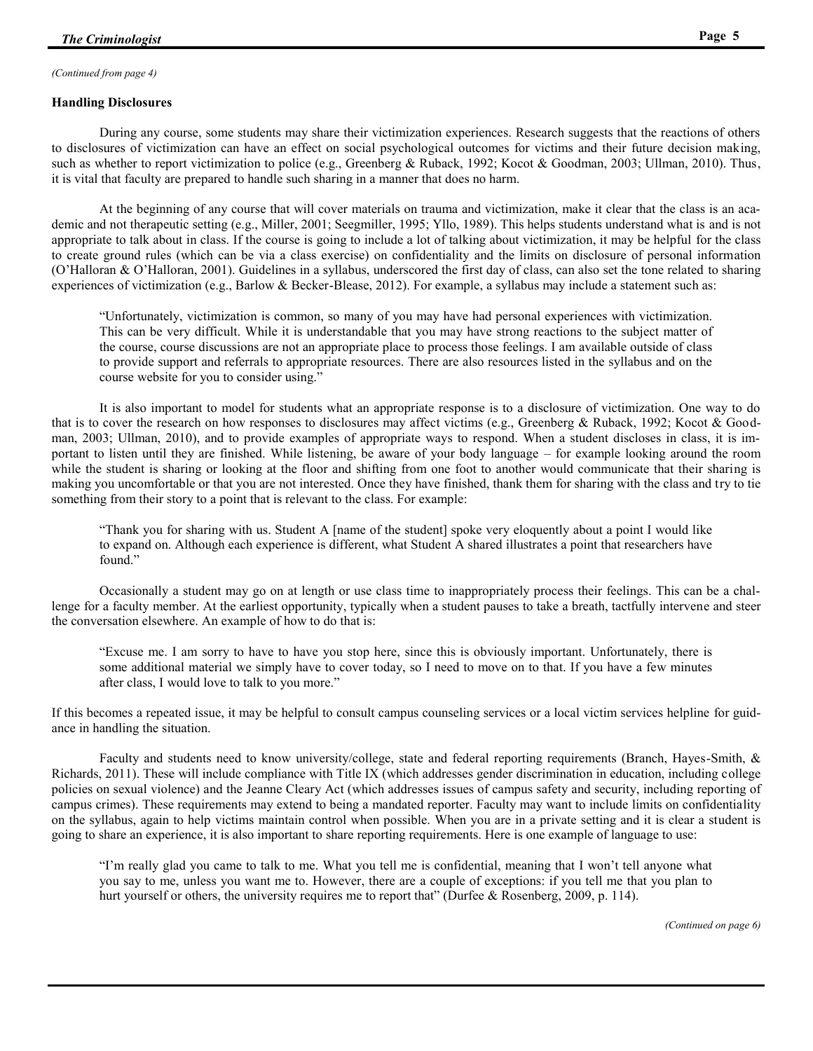*(Continued from page 4)*

**Handling Disclosures**

During any course, some students may share their victimization experiences. Research suggests that the reactions of others to disclosures of victimization can have an effect on social psychological outcomes for victims and their future decision making, such as whether to report victimization to police (e.g., Greenberg & Ruback, 1992; Kocot & Goodman, 2003; Ullman, 2010). Thus, it is vital that faculty are prepared to handle such sharing in a manner that does no harm.

At the beginning of any course that will cover materials on trauma and victimization, make it clear that the class is an academic and not therapeutic setting (e.g., Miller, 2001; Seegmiller, 1995; Yllo, 1989). This helps students understand what is and is not appropriate to talk about in class. If the course is going to include a lot of talking about victimization, it may be helpful for the class to create ground rules (which can be via a class exercise) on confidentiality and the limits on disclosure of personal information (O'Halloran & O'Halloran, 2001). Guidelines in a syllabus, underscored the first day of class, can also set the tone related to sharing experiences of victimization (e.g., Barlow & Becker-Blease, 2012). For example, a syllabus may include a statement such as:

> "Unfortunately, victimization is common, so many of you may have had personal experiences with victimization. This can be very difficult. While it is understandable that you may have strong reactions to the subject matter of the course, course discussions are not an appropriate place to process those feelings. I am available outside of class to provide support and referrals to appropriate resources. There are also resources listed in the syllabus and on the course website for you to consider using."

It is also important to model for students what an appropriate response is to a disclosure of victimization. One way to do that is to cover the research on how responses to disclosures may affect victims (e.g., Greenberg & Ruback, 1992; Kocot & Goodman, 2003; Ullman, 2010), and to provide examples of appropriate ways to respond. When a student discloses in class, it is important to listen until they are finished. While listening, be aware of your body language – for example looking around the room while the student is sharing or looking at the floor and shifting from one foot to another would communicate that their sharing is making you uncomfortable or that you are not interested. Once they have finished, thank them for sharing with the class and try to tie something from their story to a point that is relevant to the class. For example:

> "Thank you for sharing with us. Student A [name of the student] spoke very eloquently about a point I would like to expand on. Although each experience is different, what Student A shared illustrates a point that researchers have found."

Occasionally a student may go on at length or use class time to inappropriately process their feelings. This can be a challenge for a faculty member. At the earliest opportunity, typically when a student pauses to take a breath, tactfully intervene and steer the conversation elsewhere. An example of how to do that is:

> "Excuse me. I am sorry to have to have you stop here, since this is obviously important. Unfortunately, there is some additional material we simply have to cover today, so I need to move on to that. If you have a few minutes after class, I would love to talk to you more."

If this becomes a repeated issue, it may be helpful to consult campus counseling services or a local victim services helpline for guidance in handling the situation.

Faculty and students need to know university/college, state and federal reporting requirements (Branch, Hayes-Smith, & Richards, 2011). These will include compliance with Title IX (which addresses gender discrimination in education, including college policies on sexual violence) and the Jeanne Cleary Act (which addresses issues of campus safety and security, including reporting of campus crimes). These requirements may extend to being a mandated reporter. Faculty may want to include limits on confidentiality on the syllabus, again to help victims maintain control when possible. When you are in a private setting and it is clear a student is going to share an experience, it is also important to share reporting requirements. Here is one example of language to use:

> "I'm really glad you came to talk to me. What you tell me is confidential, meaning that I won't tell anyone what you say to me, unless you want me to. However, there are a couple of exceptions: if you tell me that you plan to hurt yourself or others, the university requires me to report that" (Durfee & Rosenberg, 2009, p. 114).

*(Continued on page 6)*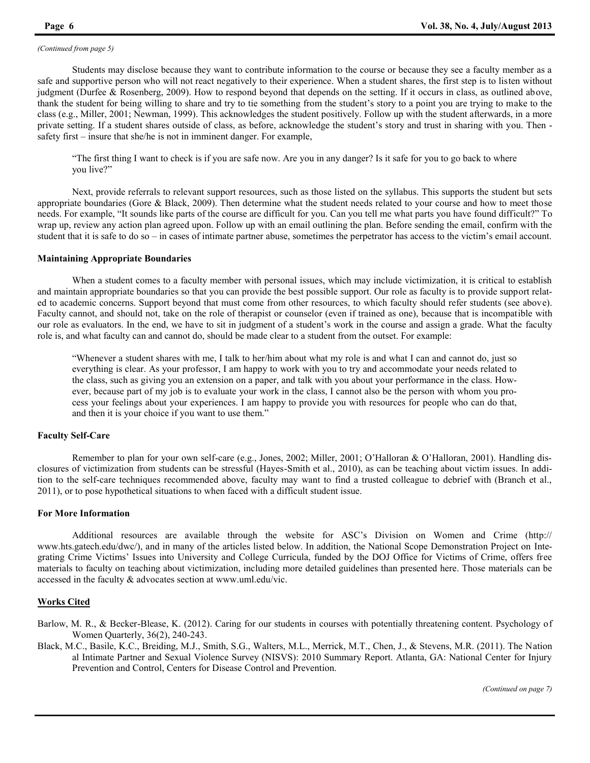*(Continued from page 5)*

Students may disclose because they want to contribute information to the course or because they see a faculty member as a safe and supportive person who will not react negatively to their experience. When a student shares, the first step is to listen without judgment (Durfee & Rosenberg, 2009). How to respond beyond that depends on the setting. If it occurs in class, as outlined above, thank the student for being willing to share and try to tie something from the student's story to a point you are trying to make to the class (e.g., Miller, 2001; Newman, 1999). This acknowledges the student positively. Follow up with the student afterwards, in a more private setting. If a student shares outside of class, as before, acknowledge the student's story and trust in sharing with you. Then - safety first – insure that she/he is not in imminent danger. For example,

> "The first thing I want to check is if you are safe now. Are you in any danger? Is it safe for you to go back to where you live?"

Next, provide referrals to relevant support resources, such as those listed on the syllabus. This supports the student but sets appropriate boundaries (Gore & Black, 2009). Then determine what the student needs related to your course and how to meet those needs. For example, "It sounds like parts of the course are difficult for you. Can you tell me what parts you have found difficult?" To wrap up, review any action plan agreed upon. Follow up with an email outlining the plan. Before sending the email, confirm with the student that it is safe to do so – in cases of intimate partner abuse, sometimes the perpetrator has access to the victim's email account.

**Maintaining Appropriate Boundaries**

When a student comes to a faculty member with personal issues, which may include victimization, it is critical to establish and maintain appropriate boundaries so that you can provide the best possible support. Our role as faculty is to provide support related to academic concerns. Support beyond that must come from other resources, to which faculty should refer students (see above). Faculty cannot, and should not, take on the role of therapist or counselor (even if trained as one), because that is incompatible with our role as evaluators. In the end, we have to sit in judgment of a student's work in the course and assign a grade. What the faculty role is, and what faculty can and cannot do, should be made clear to a student from the outset. For example:

> "Whenever a student shares with me, I talk to her/him about what my role is and what I can and cannot do, just so everything is clear. As your professor, I am happy to work with you to try and accommodate your needs related to the class, such as giving you an extension on a paper, and talk with you about your performance in the class. However, because part of my job is to evaluate your work in the class, I cannot also be the person with whom you process your feelings about your experiences. I am happy to provide you with resources for people who can do that, and then it is your choice if you want to use them."

**Faculty Self-Care**

Remember to plan for your own self-care (e.g., Jones, 2002; Miller, 2001; O'Halloran & O'Halloran, 2001). Handling disclosures of victimization from students can be stressful (Hayes-Smith et al., 2010), as can be teaching about victim issues. In addition to the self-care techniques recommended above, faculty may want to find a trusted colleague to debrief with (Branch et al., 2011), or to pose hypothetical situations to when faced with a difficult student issue.

**For More Information**

Additional resources are available through the website for ASC's Division on Women and Crime (http://www.hts.gatech.edu/dwc/), and in many of the articles listed below. In addition, the National Scope Demonstration Project on Integrating Crime Victims' Issues into University and College Curricula, funded by the DOJ Office for Victims of Crime, offers free materials to faculty on teaching about victimization, including more detailed guidelines than presented here. Those materials can be accessed in the faculty & advocates section at www.uml.edu/vic.

**Works Cited**

Barlow, M. R., & Becker-Blease, K. (2012). Caring for our students in courses with potentially threatening content. Psychology of Women Quarterly, 36(2), 240-243.

Black, M.C., Basile, K.C., Breiding, M.J., Smith, S.G., Walters, M.L., Merrick, M.T., Chen, J., & Stevens, M.R. (2011). The National Intimate Partner and Sexual Violence Survey (NISVS): 2010 Summary Report. Atlanta, GA: National Center for Injury Prevention and Control, Centers for Disease Control and Prevention.

*(Continued on page 7)*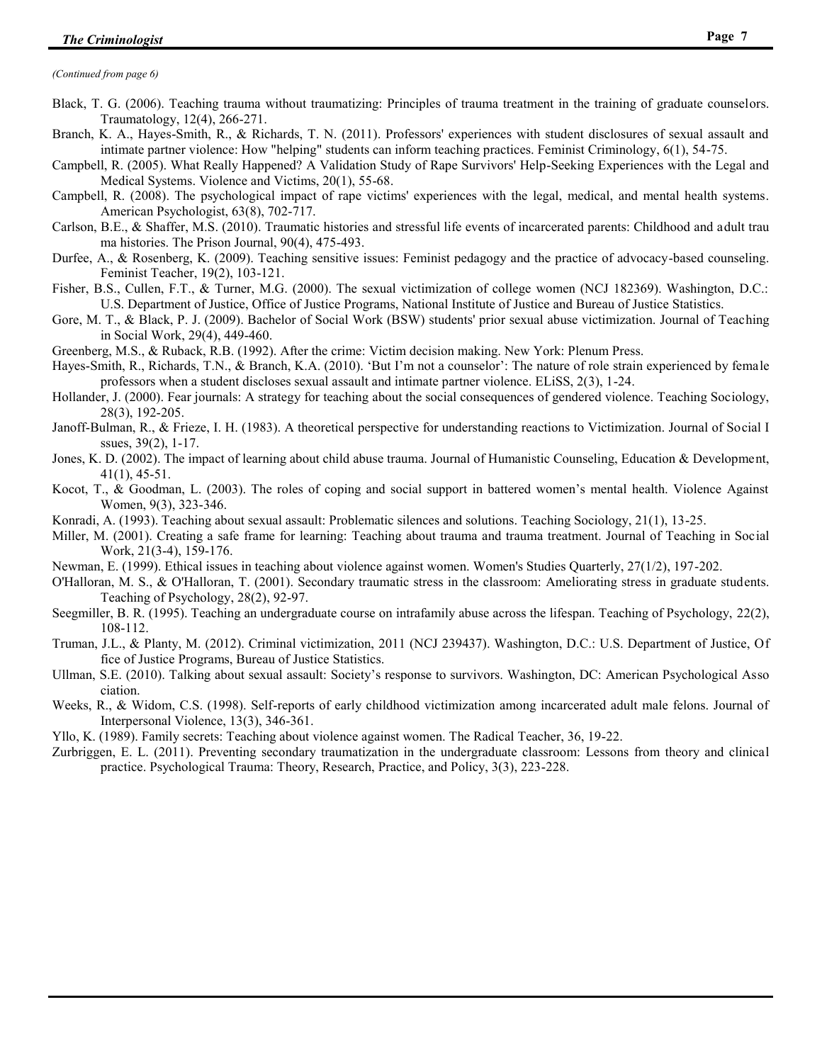*(Continued from page 6)*

Black, T. G. (2006). Teaching trauma without traumatizing: Principles of trauma treatment in the training of graduate counselors. Traumatology, 12(4), 266-271.

Branch, K. A., Hayes-Smith, R., & Richards, T. N. (2011). Professors' experiences with student disclosures of sexual assault and intimate partner violence: How "helping" students can inform teaching practices. Feminist Criminology, 6(1), 54-75.

Campbell, R. (2005). What Really Happened? A Validation Study of Rape Survivors' Help-Seeking Experiences with the Legal and Medical Systems. Violence and Victims, 20(1), 55-68.

Campbell, R. (2008). The psychological impact of rape victims' experiences with the legal, medical, and mental health systems. American Psychologist, 63(8), 702-717.

Carlson, B.E., & Shaffer, M.S. (2010). Traumatic histories and stressful life events of incarcerated parents: Childhood and adult trauma histories. The Prison Journal, 90(4), 475-493.

Durfee, A., & Rosenberg, K. (2009). Teaching sensitive issues: Feminist pedagogy and the practice of advocacy-based counseling. Feminist Teacher, 19(2), 103-121.

Fisher, B.S., Cullen, F.T., & Turner, M.G. (2000). The sexual victimization of college women (NCJ 182369). Washington, D.C.: U.S. Department of Justice, Office of Justice Programs, National Institute of Justice and Bureau of Justice Statistics.

Gore, M. T., & Black, P. J. (2009). Bachelor of Social Work (BSW) students' prior sexual abuse victimization. Journal of Teaching in Social Work, 29(4), 449-460.

Greenberg, M.S., & Ruback, R.B. (1992). After the crime: Victim decision making. New York: Plenum Press.

Hayes-Smith, R., Richards, T.N., & Branch, K.A. (2010). 'But I'm not a counselor': The nature of role strain experienced by female professors when a student discloses sexual assault and intimate partner violence. ELiSS, 2(3), 1-24.

Hollander, J. (2000). Fear journals: A strategy for teaching about the social consequences of gendered violence. Teaching Sociology, 28(3), 192-205.

Janoff-Bulman, R., & Frieze, I. H. (1983). A theoretical perspective for understanding reactions to Victimization. Journal of Social Issues, 39(2), 1-17.

Jones, K. D. (2002). The impact of learning about child abuse trauma. Journal of Humanistic Counseling, Education & Development, 41(1), 45-51.

Kocot, T., & Goodman, L. (2003). The roles of coping and social support in battered women's mental health. Violence Against Women, 9(3), 323-346.

Konradi, A. (1993). Teaching about sexual assault: Problematic silences and solutions. Teaching Sociology, 21(1), 13-25.

Miller, M. (2001). Creating a safe frame for learning: Teaching about trauma and trauma treatment. Journal of Teaching in Social Work, 21(3-4), 159-176.

Newman, E. (1999). Ethical issues in teaching about violence against women. Women's Studies Quarterly, 27(1/2), 197-202.

O'Halloran, M. S., & O'Halloran, T. (2001). Secondary traumatic stress in the classroom: Ameliorating stress in graduate students. Teaching of Psychology, 28(2), 92-97.

Seegmiller, B. R. (1995). Teaching an undergraduate course on intrafamily abuse across the lifespan. Teaching of Psychology, 22(2), 108-112.

Truman, J.L., & Planty, M. (2012). Criminal victimization, 2011 (NCJ 239437). Washington, D.C.: U.S. Department of Justice, Office of Justice Programs, Bureau of Justice Statistics.

Ullman, S.E. (2010). Talking about sexual assault: Society's response to survivors. Washington, DC: American Psychological Association.

Weeks, R., & Widom, C.S. (1998). Self-reports of early childhood victimization among incarcerated adult male felons. Journal of Interpersonal Violence, 13(3), 346-361.

Yllo, K. (1989). Family secrets: Teaching about violence against women. The Radical Teacher, 36, 19-22.

Zurbriggen, E. L. (2011). Preventing secondary traumatization in the undergraduate classroom: Lessons from theory and clinical practice. Psychological Trauma: Theory, Research, Practice, and Policy, 3(3), 223-228.